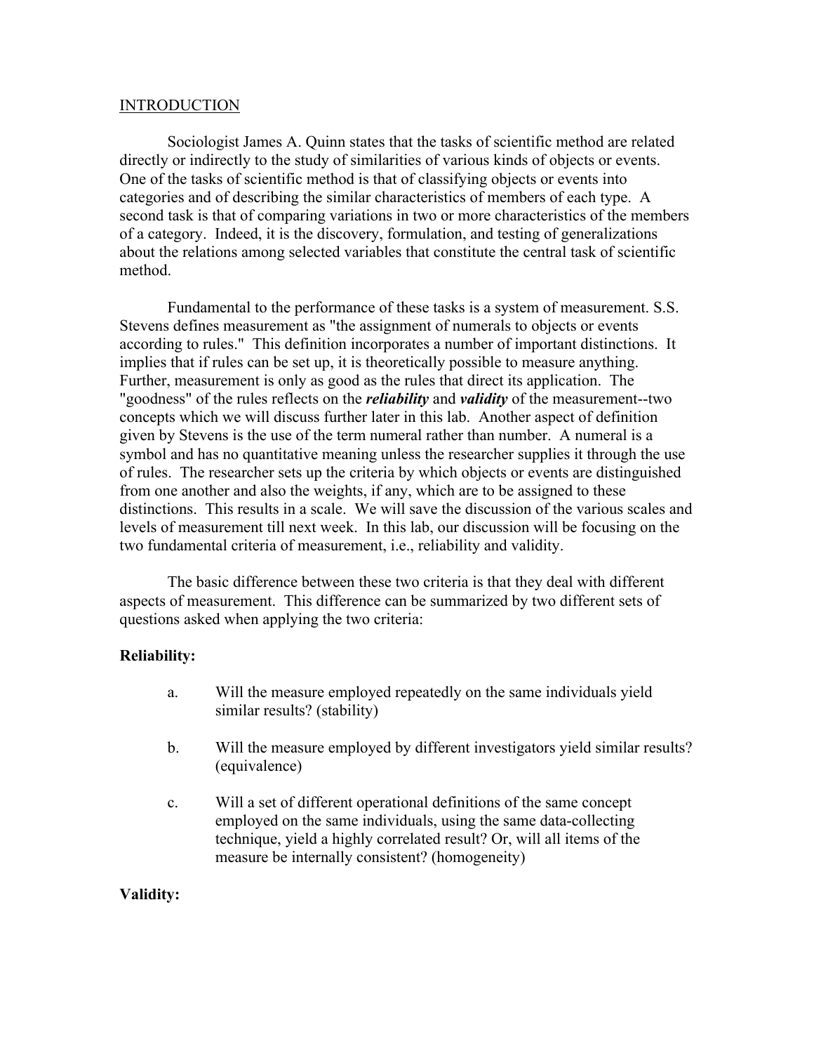## INTRODUCTION

Sociologist James A. Quinn states that the tasks of scientific method are related directly or indirectly to the study of similarities of various kinds of objects or events. One of the tasks of scientific method is that of classifying objects or events into categories and of describing the similar characteristics of members of each type. A second task is that of comparing variations in two or more characteristics of the members of a category. Indeed, it is the discovery, formulation, and testing of generalizations about the relations among selected variables that constitute the central task of scientific method.

Fundamental to the performance of these tasks is a system of measurement. S.S. Stevens defines measurement as "the assignment of numerals to objects or events according to rules." This definition incorporates a number of important distinctions. It implies that if rules can be set up, it is theoretically possible to measure anything. Further, measurement is only as good as the rules that direct its application. The "goodness" of the rules reflects on the ***reliability*** and ***validity*** of the measurement--two concepts which we will discuss further later in this lab. Another aspect of definition given by Stevens is the use of the term numeral rather than number. A numeral is a symbol and has no quantitative meaning unless the researcher supplies it through the use of rules. The researcher sets up the criteria by which objects or events are distinguished from one another and also the weights, if any, which are to be assigned to these distinctions. This results in a scale. We will save the discussion of the various scales and levels of measurement till next week. In this lab, our discussion will be focusing on the two fundamental criteria of measurement, i.e., reliability and validity.

The basic difference between these two criteria is that they deal with different aspects of measurement. This difference can be summarized by two different sets of questions asked when applying the two criteria:

**Reliability:**

a. Will the measure employed repeatedly on the same individuals yield similar results? (stability)

b. Will the measure employed by different investigators yield similar results? (equivalence)

c. Will a set of different operational definitions of the same concept employed on the same individuals, using the same data-collecting technique, yield a highly correlated result? Or, will all items of the measure be internally consistent? (homogeneity)

**Validity:**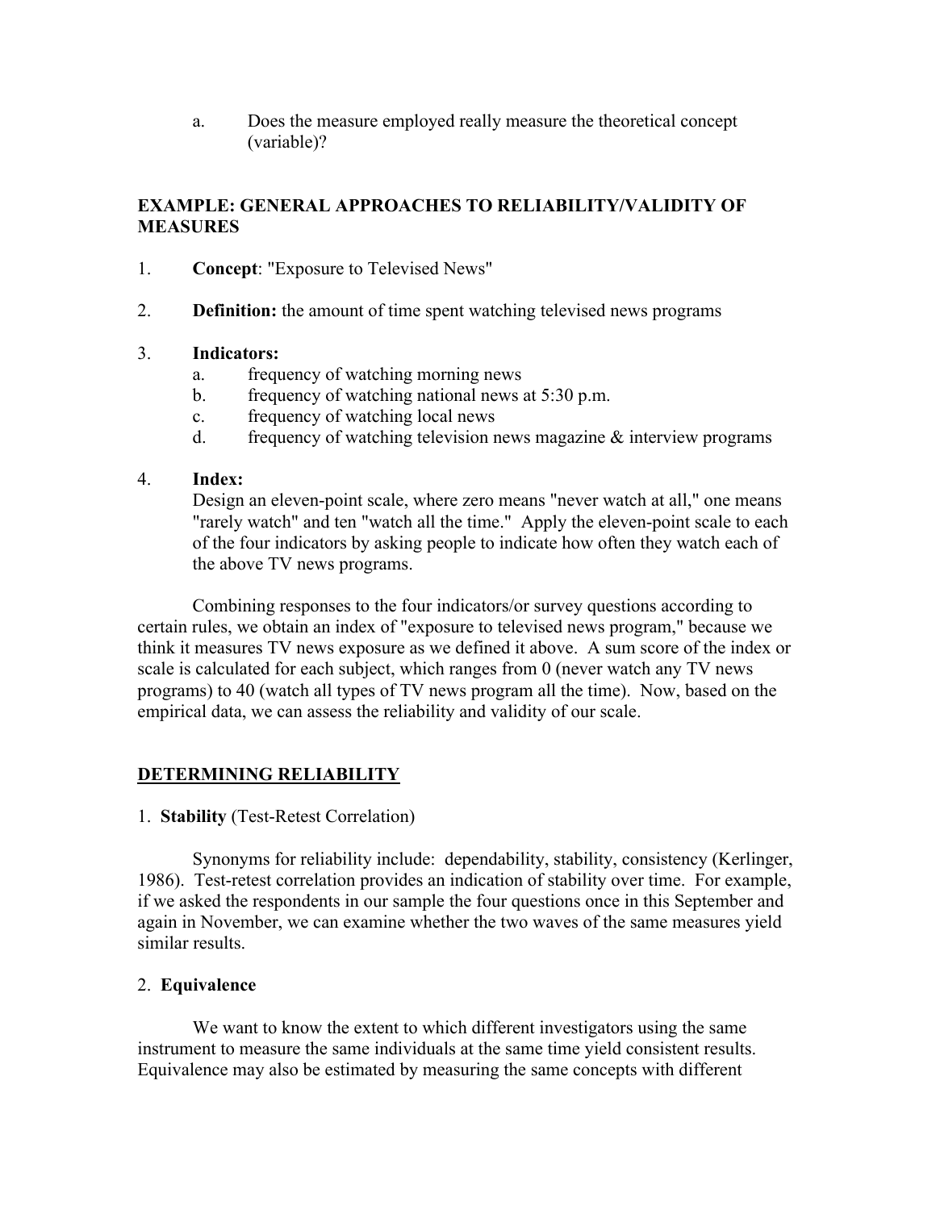a. Does the measure employed really measure the theoretical concept (variable)?

## EXAMPLE: GENERAL APPROACHES TO RELIABILITY/VALIDITY OF MEASURES

1. **Concept**: "Exposure to Televised News"

2. **Definition:** the amount of time spent watching televised news programs

3. **Indicators:**
   a. frequency of watching morning news
   b. frequency of watching national news at 5:30 p.m.
   c. frequency of watching local news
   d. frequency of watching television news magazine & interview programs

4. **Index:**
   Design an eleven-point scale, where zero means "never watch at all," one means "rarely watch" and ten "watch all the time." Apply the eleven-point scale to each of the four indicators by asking people to indicate how often they watch each of the above TV news programs.

Combining responses to the four indicators/or survey questions according to certain rules, we obtain an index of "exposure to televised news program," because we think it measures TV news exposure as we defined it above. A sum score of the index or scale is calculated for each subject, which ranges from 0 (never watch any TV news programs) to 40 (watch all types of TV news program all the time). Now, based on the empirical data, we can assess the reliability and validity of our scale.

## DETERMINING RELIABILITY

1. **Stability** (Test-Retest Correlation)

Synonyms for reliability include: dependability, stability, consistency (Kerlinger, 1986). Test-retest correlation provides an indication of stability over time. For example, if we asked the respondents in our sample the four questions once in this September and again in November, we can examine whether the two waves of the same measures yield similar results.

2. **Equivalence**

We want to know the extent to which different investigators using the same instrument to measure the same individuals at the same time yield consistent results. Equivalence may also be estimated by measuring the same concepts with different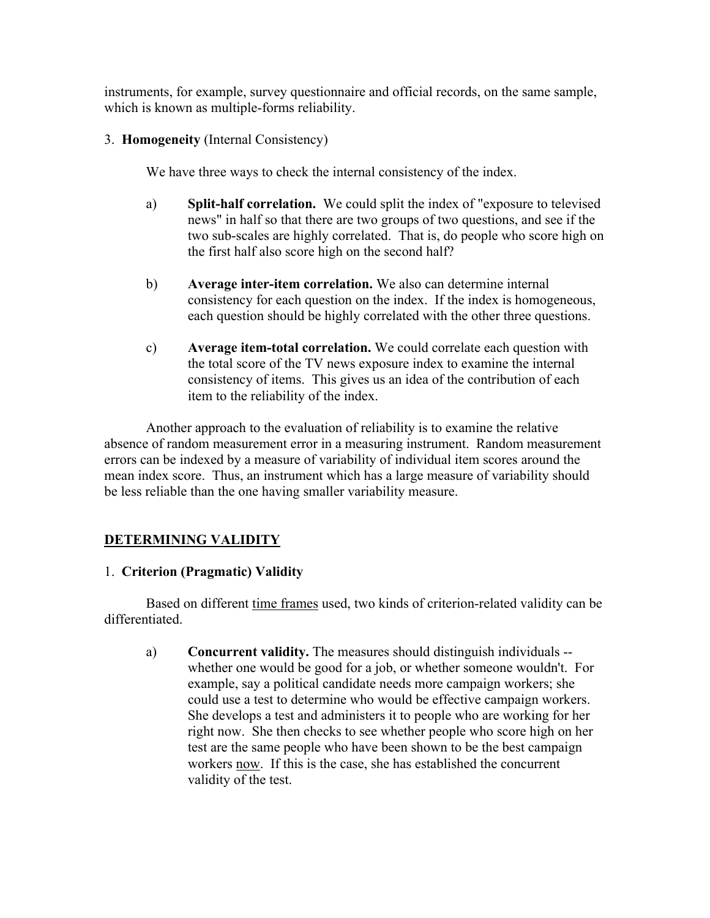instruments, for example, survey questionnaire and official records, on the same sample, which is known as multiple-forms reliability.

3. **Homogeneity** (Internal Consistency)

We have three ways to check the internal consistency of the index.

a) **Split-half correlation.** We could split the index of "exposure to televised news" in half so that there are two groups of two questions, and see if the two sub-scales are highly correlated. That is, do people who score high on the first half also score high on the second half?

b) **Average inter-item correlation.** We also can determine internal consistency for each question on the index. If the index is homogeneous, each question should be highly correlated with the other three questions.

c) **Average item-total correlation.** We could correlate each question with the total score of the TV news exposure index to examine the internal consistency of items. This gives us an idea of the contribution of each item to the reliability of the index.

Another approach to the evaluation of reliability is to examine the relative absence of random measurement error in a measuring instrument. Random measurement errors can be indexed by a measure of variability of individual item scores around the mean index score. Thus, an instrument which has a large measure of variability should be less reliable than the one having smaller variability measure.

## DETERMINING VALIDITY

1. **Criterion (Pragmatic) Validity**

Based on different time frames used, two kinds of criterion-related validity can be differentiated.

a) **Concurrent validity.** The measures should distinguish individuals -- whether one would be good for a job, or whether someone wouldn't. For example, say a political candidate needs more campaign workers; she could use a test to determine who would be effective campaign workers. She develops a test and administers it to people who are working for her right now. She then checks to see whether people who score high on her test are the same people who have been shown to be the best campaign workers now. If this is the case, she has established the concurrent validity of the test.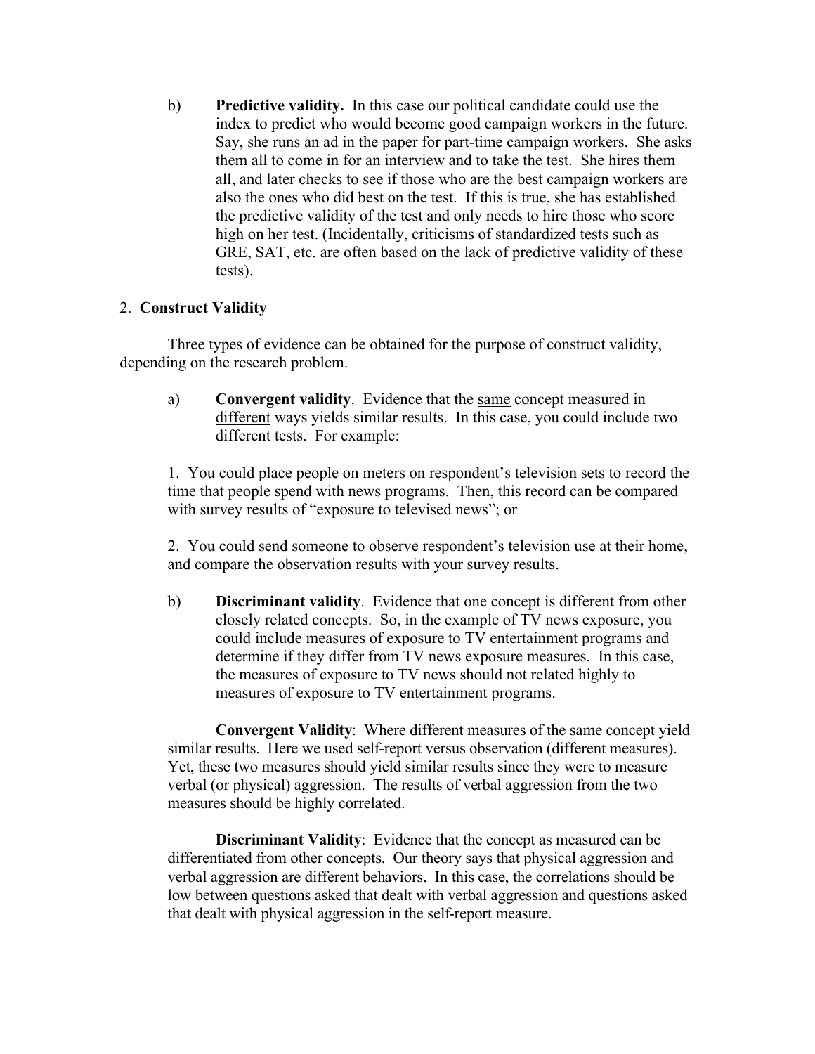b) **Predictive validity.** In this case our political candidate could use the index to predict who would become good campaign workers in the future. Say, she runs an ad in the paper for part-time campaign workers. She asks them all to come in for an interview and to take the test. She hires them all, and later checks to see if those who are the best campaign workers are also the ones who did best on the test. If this is true, she has established the predictive validity of the test and only needs to hire those who score high on her test. (Incidentally, criticisms of standardized tests such as GRE, SAT, etc. are often based on the lack of predictive validity of these tests).

2. **Construct Validity**

Three types of evidence can be obtained for the purpose of construct validity, depending on the research problem.

a) **Convergent validity**. Evidence that the same concept measured in different ways yields similar results. In this case, you could include two different tests. For example:

1. You could place people on meters on respondent's television sets to record the time that people spend with news programs. Then, this record can be compared with survey results of "exposure to televised news"; or

2. You could send someone to observe respondent's television use at their home, and compare the observation results with your survey results.

b) **Discriminant validity**. Evidence that one concept is different from other closely related concepts. So, in the example of TV news exposure, you could include measures of exposure to TV entertainment programs and determine if they differ from TV news exposure measures. In this case, the measures of exposure to TV news should not related highly to measures of exposure to TV entertainment programs.

**Convergent Validity**: Where different measures of the same concept yield similar results. Here we used self-report versus observation (different measures). Yet, these two measures should yield similar results since they were to measure verbal (or physical) aggression. The results of verbal aggression from the two measures should be highly correlated.

**Discriminant Validity**: Evidence that the concept as measured can be differentiated from other concepts. Our theory says that physical aggression and verbal aggression are different behaviors. In this case, the correlations should be low between questions asked that dealt with verbal aggression and questions asked that dealt with physical aggression in the self-report measure.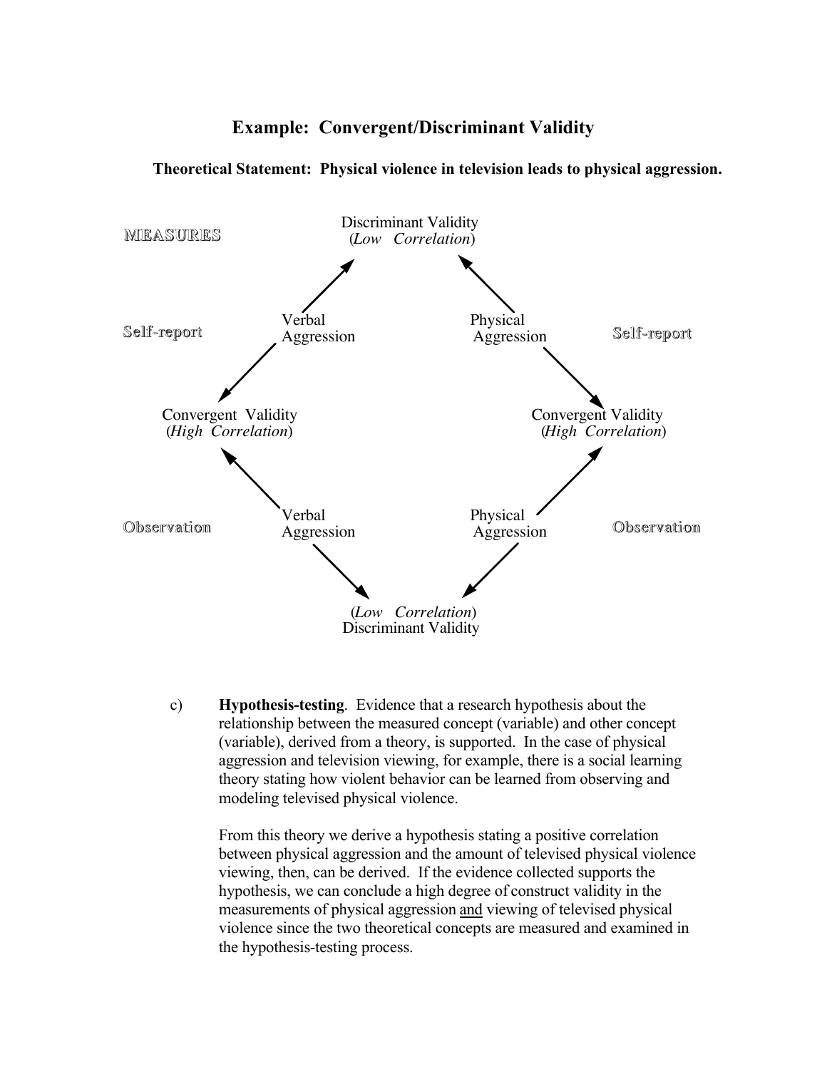## Example: Convergent/Discriminant Validity

**Theoretical Statement: Physical violence in television leads to physical aggression.**

MEASURES

Discriminant Validity
(*Low Correlation*)

Self-report — Verbal Aggression — Physical Aggression — Self-report

Convergent Validity (*High Correlation*) — Convergent Validity (*High Correlation*)

Observation — Verbal Aggression — Physical Aggression — Observation

(*Low Correlation*)
Discriminant Validity

c) **Hypothesis-testing**. Evidence that a research hypothesis about the relationship between the measured concept (variable) and other concept (variable), derived from a theory, is supported. In the case of physical aggression and television viewing, for example, there is a social learning theory stating how violent behavior can be learned from observing and modeling televised physical violence.

From this theory we derive a hypothesis stating a positive correlation between physical aggression and the amount of televised physical violence viewing, then, can be derived. If the evidence collected supports the hypothesis, we can conclude a high degree of construct validity in the measurements of physical aggression <u>and</u> viewing of televised physical violence since the two theoretical concepts are measured and examined in the hypothesis-testing process.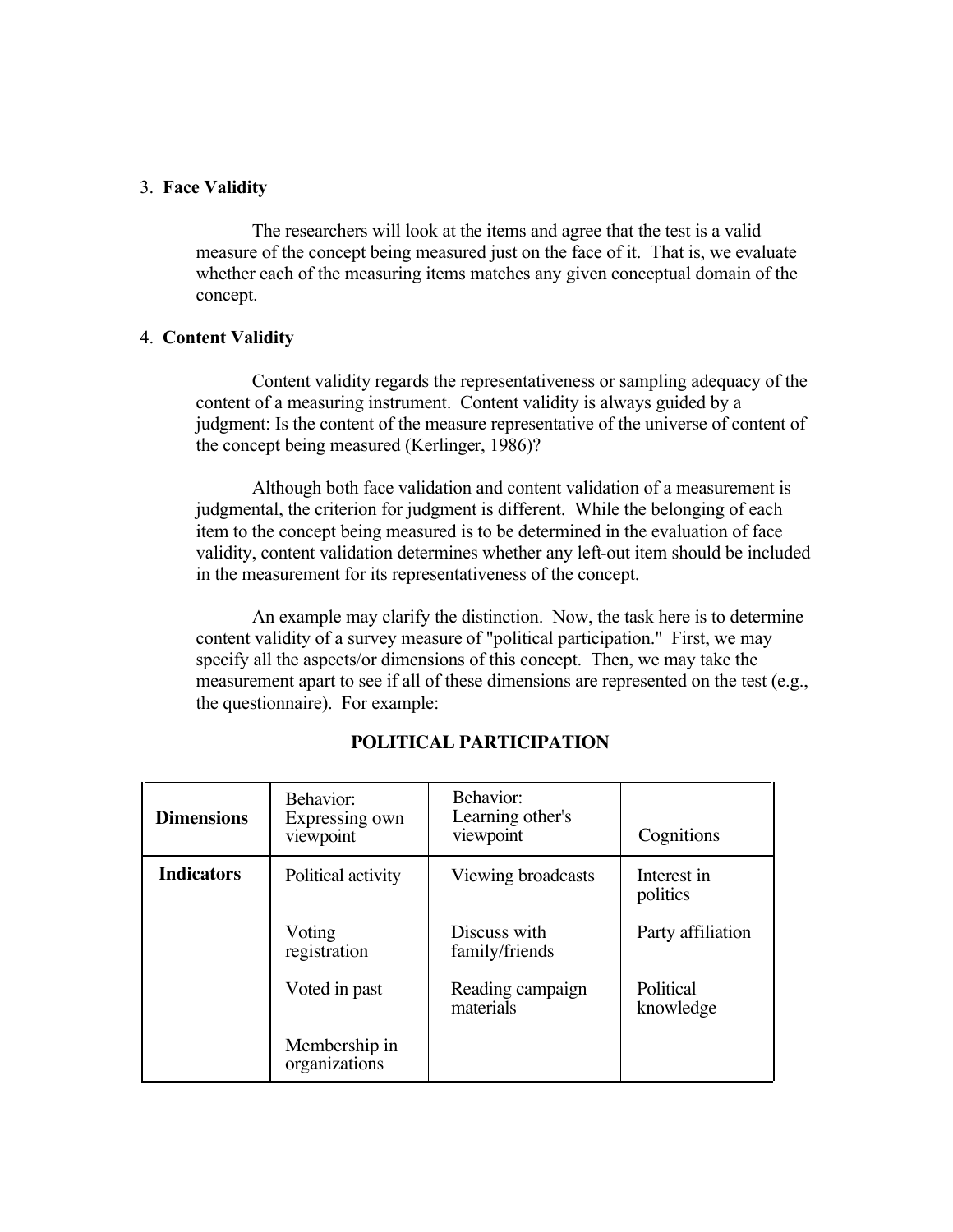3. **Face Validity**

The researchers will look at the items and agree that the test is a valid measure of the concept being measured just on the face of it. That is, we evaluate whether each of the measuring items matches any given conceptual domain of the concept.

4. **Content Validity**

Content validity regards the representativeness or sampling adequacy of the content of a measuring instrument. Content validity is always guided by a judgment: Is the content of the measure representative of the universe of content of the concept being measured (Kerlinger, 1986)?

Although both face validation and content validation of a measurement is judgmental, the criterion for judgment is different. While the belonging of each item to the concept being measured is to be determined in the evaluation of face validity, content validation determines whether any left-out item should be included in the measurement for its representativeness of the concept.

An example may clarify the distinction. Now, the task here is to determine content validity of a survey measure of "political participation." First, we may specify all the aspects/or dimensions of this concept. Then, we may take the measurement apart to see if all of these dimensions are represented on the test (e.g., the questionnaire). For example:

**POLITICAL PARTICIPATION**

| **Dimensions** | Behavior: Expressing own viewpoint | Behavior: Learning other's viewpoint | Cognitions |
|---|---|---|---|
| **Indicators** | Political activity | Viewing broadcasts | Interest in politics |
| | Voting registration | Discuss with family/friends | Party affiliation |
| | Voted in past | Reading campaign materials | Political knowledge |
| | Membership in organizations | | |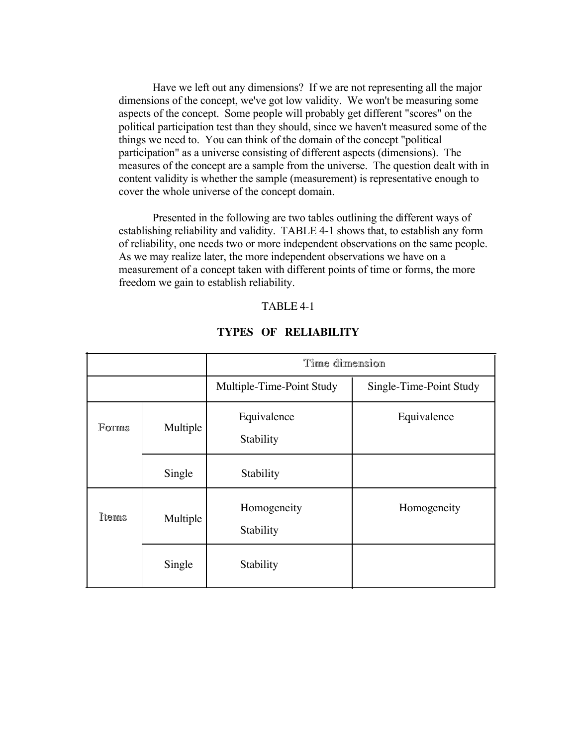Have we left out any dimensions? If we are not representing all the major dimensions of the concept, we've got low validity. We won't be measuring some aspects of the concept. Some people will probably get different "scores" on the political participation test than they should, since we haven't measured some of the things we need to. You can think of the domain of the concept "political participation" as a universe consisting of different aspects (dimensions). The measures of the concept are a sample from the universe. The question dealt with in content validity is whether the sample (measurement) is representative enough to cover the whole universe of the concept domain.

Presented in the following are two tables outlining the different ways of establishing reliability and validity. TABLE 4-1 shows that, to establish any form of reliability, one needs two or more independent observations on the same people. As we may realize later, the more independent observations we have on a measurement of a concept taken with different points of time or forms, the more freedom we gain to establish reliability.

TABLE 4-1

**TYPES OF RELIABILITY**

| | | Time dimension | |
|---|---|---|---|
| | | Multiple-Time-Point Study | Single-Time-Point Study |
| Forms | Multiple | Equivalence<br>Stability | Equivalence |
| | Single | Stability | |
| Items | Multiple | Homogeneity<br>Stability | Homogeneity |
| | Single | Stability | |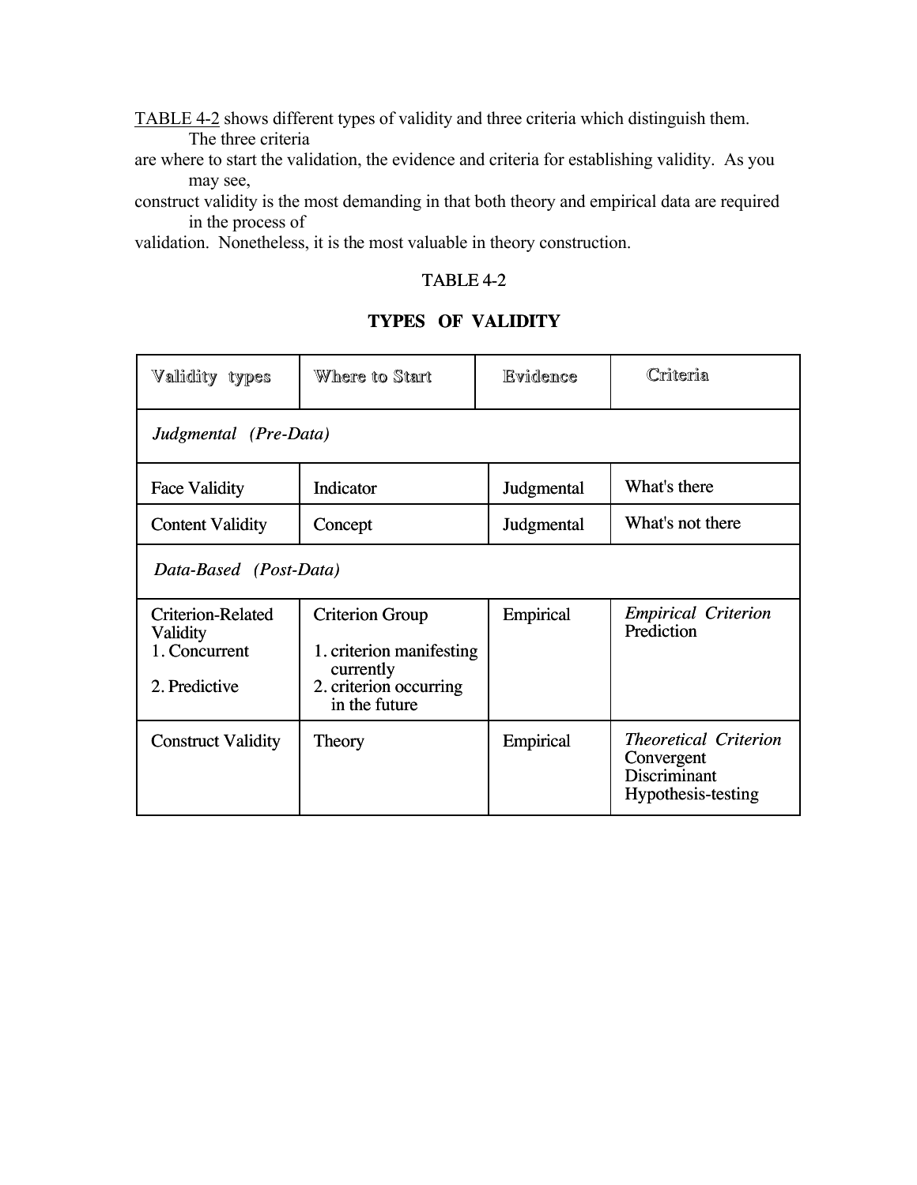TABLE 4-2 shows different types of validity and three criteria which distinguish them. The three criteria are where to start the validation, the evidence and criteria for establishing validity. As you may see, construct validity is the most demanding in that both theory and empirical data are required in the process of validation. Nonetheless, it is the most valuable in theory construction.

TABLE 4-2

**TYPES OF VALIDITY**

| Validity types | Where to Start | Evidence | Criteria |
|---|---|---|---|
| *Judgmental (Pre-Data)* | | | |
| Face Validity | Indicator | Judgmental | What's there |
| Content Validity | Concept | Judgmental | What's not there |
| *Data-Based (Post-Data)* | | | |
| Criterion-Related Validity<br>1. Concurrent<br>2. Predictive | Criterion Group<br>1. criterion manifesting currently<br>2. criterion occurring in the future | Empirical | *Empirical Criterion*<br>Prediction |
| Construct Validity | Theory | Empirical | *Theoretical Criterion*<br>Convergent<br>Discriminant<br>Hypothesis-testing |